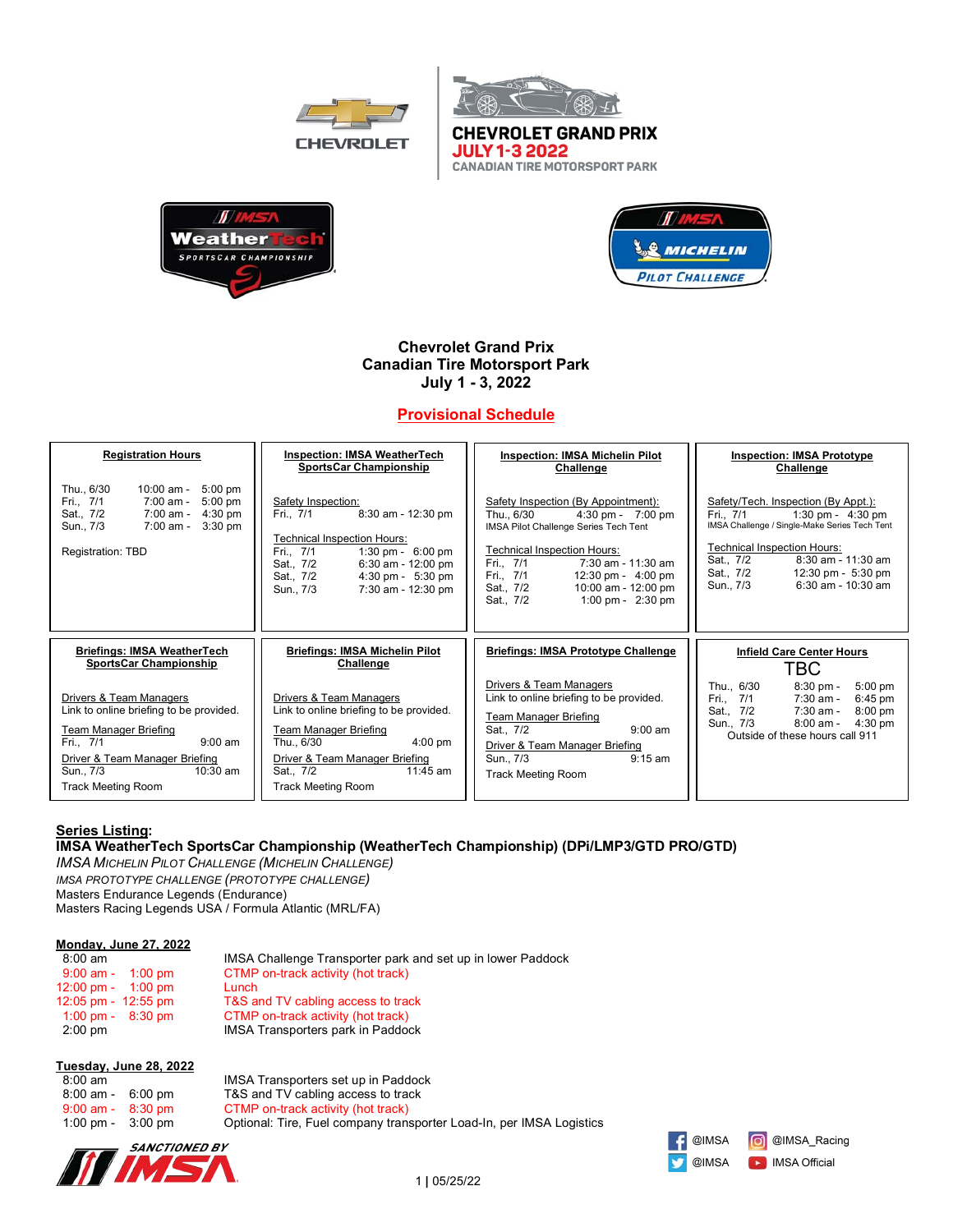CHEVROLET

CHEVROLET GRAND PRIX
JULY 1-3 2022
CANADIAN TIRE MOTORSPORT PARK

IMSA WeatherTech SPORTSCAR CHAMPIONSHIP

IMSA MICHELIN PILOT CHALLENGE

# Chevrolet Grand Prix
# Canadian Tire Motorsport Park
# July 1 - 3, 2022

## Provisional Schedule

| Registration Hours | Inspection: IMSA WeatherTech SportsCar Championship | Inspection: IMSA Michelin Pilot Challenge | Inspection: IMSA Prototype Challenge |
|---|---|---|---|
| Thu., 6/30 10:00 am - 5:00 pm<br>Fri., 7/1 7:00 am - 5:00 pm<br>Sat., 7/2 7:00 am - 4:30 pm<br>Sun., 7/3 7:00 am - 3:30 pm<br><br>Registration: TBD | Safety Inspection:<br>Fri., 7/1 8:30 am - 12:30 pm<br><br>Technical Inspection Hours:<br>Fri., 7/1 1:30 pm - 6:00 pm<br>Sat., 7/2 6:30 am - 12:00 pm<br>Sat., 7/2 4:30 pm - 5:30 pm<br>Sun., 7/3 7:30 am - 12:30 pm | Safety Inspection (By Appointment):<br>Thu., 6/30 4:30 pm - 7:00 pm<br>IMSA Pilot Challenge Series Tech Tent<br><br>Technical Inspection Hours:<br>Fri., 7/1 7:30 am - 11:30 am<br>Fri., 7/1 12:30 pm - 4:00 pm<br>Sat., 7/2 10:00 am - 12:00 pm<br>Sat., 7/2 1:00 pm - 2:30 pm | Safety/Tech. Inspection (By Appt.):<br>Fri., 7/1 1:30 pm - 4:30 pm<br>IMSA Challenge / Single-Make Series Tech Tent<br><br>Technical Inspection Hours:<br>Sat., 7/2 8:30 am - 11:30 am<br>Sat., 7/2 12:30 pm - 5:30 pm<br>Sun., 7/3 6:30 am - 10:30 am |
| **Briefings: IMSA WeatherTech SportsCar Championship** | **Briefings: IMSA Michelin Pilot Challenge** | **Briefings: IMSA Prototype Challenge** | **Infield Care Center Hours** |
| Drivers & Team Managers<br>Link to online briefing to be provided.<br><br>Team Manager Briefing<br>Fri., 7/1 9:00 am<br><br>Driver & Team Manager Briefing<br>Sun., 7/3 10:30 am<br>Track Meeting Room | Drivers & Team Managers<br>Link to online briefing to be provided.<br><br>Team Manager Briefing<br>Thu., 6/30 4:00 pm<br><br>Driver & Team Manager Briefing<br>Sat., 7/2 11:45 am<br>Track Meeting Room | Drivers & Team Managers<br>Link to online briefing to be provided.<br><br>Team Manager Briefing<br>Sat., 7/2 9:00 am<br><br>Driver & Team Manager Briefing<br>Sun., 7/3 9:15 am<br>Track Meeting Room | TBC<br>Thu., 6/30 8:30 pm - 5:00 pm<br>Fri., 7/1 7:30 am - 6:45 pm<br>Sat., 7/2 7:30 am - 8:00 pm<br>Sun., 7/3 8:00 am - 4:30 pm<br>Outside of these hours call 911 |

**Series Listing:**
**IMSA WeatherTech SportsCar Championship (WeatherTech Championship) (DPi/LMP3/GTD PRO/GTD)**
*IMSA Michelin Pilot Challenge (Michelin Challenge)*
*IMSA PROTOTYPE CHALLENGE (PROTOTYPE CHALLENGE)*
Masters Endurance Legends (Endurance)
Masters Racing Legends USA / Formula Atlantic (MRL/FA)

**Monday, June 27, 2022**

| | |
|---|---|
| 8:00 am | IMSA Challenge Transporter park and set up in lower Paddock |
| 9:00 am - 1:00 pm | CTMP on-track activity (hot track) |
| 12:00 pm - 1:00 pm | Lunch |
| 12:05 pm - 12:55 pm | T&S and TV cabling access to track |
| 1:00 pm - 8:30 pm | CTMP on-track activity (hot track) |
| 2:00 pm | IMSA Transporters park in Paddock |

**Tuesday, June 28, 2022**

| | |
|---|---|
| 8:00 am | IMSA Transporters set up in Paddock |
| 8:00 am - 6:00 pm | T&S and TV cabling access to track |
| 9:00 am - 8:30 pm | CTMP on-track activity (hot track) |
| 1:00 pm - 3:00 pm | Optional: Tire, Fuel company transporter Load-In, per IMSA Logistics |

SANCTIONED BY IMSA

@IMSA @IMSA_Racing
@IMSA IMSA Official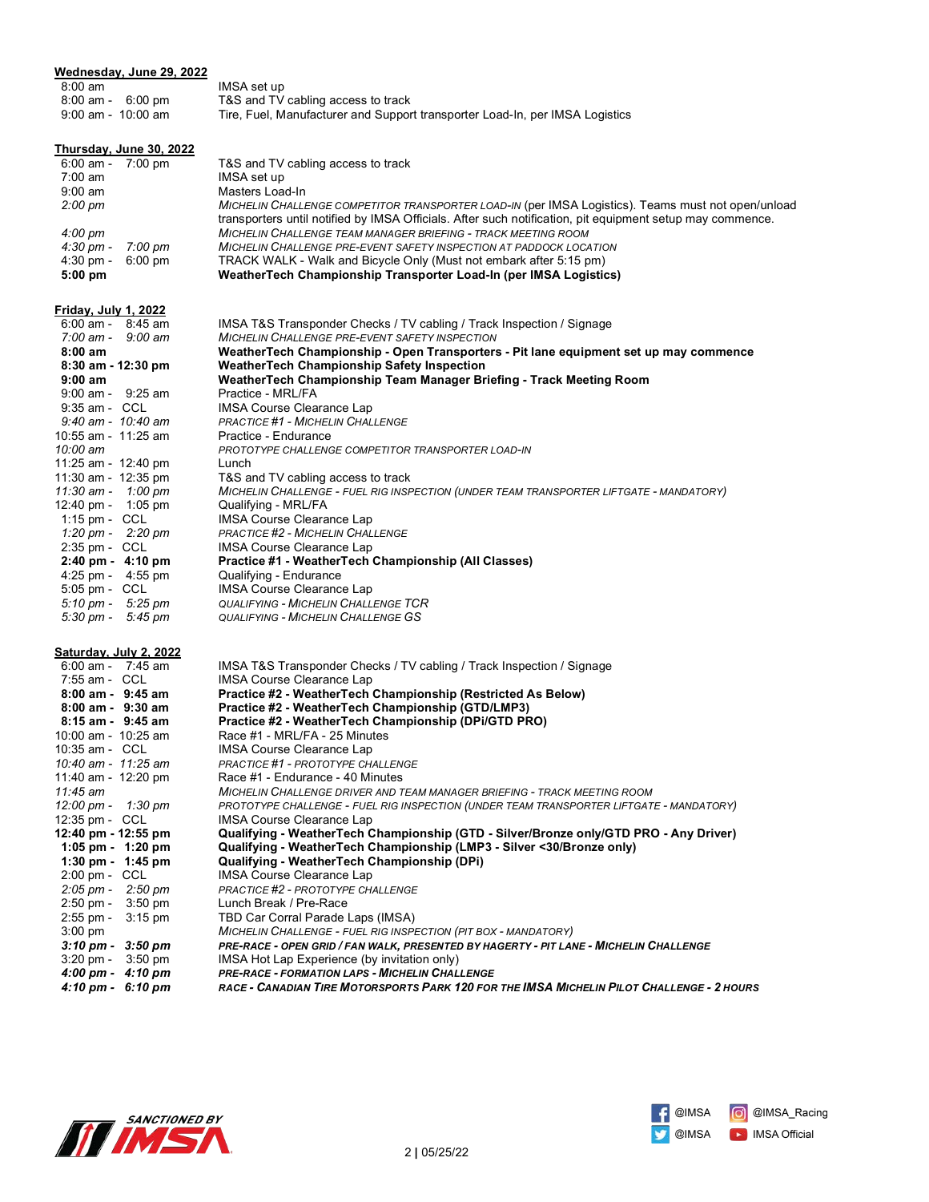**Wednesday, June 29, 2022**

| | |
|---|---|
| 8:00 am | IMSA set up |
| 8:00 am - 6:00 pm | T&S and TV cabling access to track |
| 9:00 am - 10:00 am | Tire, Fuel, Manufacturer and Support transporter Load-In, per IMSA Logistics |

**Thursday, June 30, 2022**

| | |
|---|---|
| 6:00 am - 7:00 pm | T&S and TV cabling access to track |
| 7:00 am | IMSA set up |
| 9:00 am | Masters Load-In |
| *2:00 pm* | *MICHELIN CHALLENGE COMPETITOR TRANSPORTER LOAD-IN* (per IMSA Logistics). Teams must not open/unload transporters until notified by IMSA Officials. After such notification, pit equipment setup may commence. |
| *4:00 pm* | *MICHELIN CHALLENGE TEAM MANAGER BRIEFING - TRACK MEETING ROOM* |
| *4:30 pm - 7:00 pm* | *MICHELIN CHALLENGE PRE-EVENT SAFETY INSPECTION AT PADDOCK LOCATION* |
| 4:30 pm - 6:00 pm | TRACK WALK - Walk and Bicycle Only (Must not embark after 5:15 pm) |
| **5:00 pm** | **WeatherTech Championship Transporter Load-In (per IMSA Logistics)** |

**Friday, July 1, 2022**

| | |
|---|---|
| 6:00 am - 8:45 am | IMSA T&S Transponder Checks / TV cabling / Track Inspection / Signage |
| *7:00 am - 9:00 am* | *MICHELIN CHALLENGE PRE-EVENT SAFETY INSPECTION* |
| **8:00 am** | **WeatherTech Championship - Open Transporters - Pit lane equipment set up may commence** |
| **8:30 am - 12:30 pm** | **WeatherTech Championship Safety Inspection** |
| **9:00 am** | **WeatherTech Championship Team Manager Briefing - Track Meeting Room** |
| 9:00 am - 9:25 am | Practice - MRL/FA |
| 9:35 am - CCL | IMSA Course Clearance Lap |
| *9:40 am - 10:40 am* | *PRACTICE #1 - MICHELIN CHALLENGE* |
| 10:55 am - 11:25 am | Practice - Endurance |
| *10:00 am* | *PROTOTYPE CHALLENGE COMPETITOR TRANSPORTER LOAD-IN* |
| 11:25 am - 12:40 pm | Lunch |
| 11:30 am - 12:35 pm | T&S and TV cabling access to track |
| *11:30 am - 1:00 pm* | *MICHELIN CHALLENGE - FUEL RIG INSPECTION (UNDER TEAM TRANSPORTER LIFTGATE - MANDATORY)* |
| 12:40 pm - 1:05 pm | Qualifying - MRL/FA |
| 1:15 pm - CCL | IMSA Course Clearance Lap |
| *1:20 pm - 2:20 pm* | *PRACTICE #2 - MICHELIN CHALLENGE* |
| 2:35 pm - CCL | IMSA Course Clearance Lap |
| **2:40 pm - 4:10 pm** | **Practice #1 - WeatherTech Championship (All Classes)** |
| 4:25 pm - 4:55 pm | Qualifying - Endurance |
| 5:05 pm - CCL | IMSA Course Clearance Lap |
| *5:10 pm - 5:25 pm* | *QUALIFYING - MICHELIN CHALLENGE TCR* |
| *5:30 pm - 5:45 pm* | *QUALIFYING - MICHELIN CHALLENGE GS* |

**Saturday, July 2, 2022**

| | |
|---|---|
| 6:00 am - 7:45 am | IMSA T&S Transponder Checks / TV cabling / Track Inspection / Signage |
| 7:55 am - CCL | IMSA Course Clearance Lap |
| **8:00 am - 9:45 am** | **Practice #2 - WeatherTech Championship (Restricted As Below)** |
| **8:00 am - 9:30 am** | **Practice #2 - WeatherTech Championship (GTD/LMP3)** |
| **8:15 am - 9:45 am** | **Practice #2 - WeatherTech Championship (DPi/GTD PRO)** |
| 10:00 am - 10:25 am | Race #1 - MRL/FA - 25 Minutes |
| 10:35 am - CCL | IMSA Course Clearance Lap |
| *10:40 am - 11:25 am* | *PRACTICE #1 - PROTOTYPE CHALLENGE* |
| 11:40 am - 12:20 pm | Race #1 - Endurance - 40 Minutes |
| *11:45 am* | *MICHELIN CHALLENGE DRIVER AND TEAM MANAGER BRIEFING - TRACK MEETING ROOM* |
| *12:00 pm - 1:30 pm* | *PROTOTYPE CHALLENGE - FUEL RIG INSPECTION (UNDER TEAM TRANSPORTER LIFTGATE - MANDATORY)* |
| 12:35 pm - CCL | IMSA Course Clearance Lap |
| **12:40 pm - 12:55 pm** | **Qualifying - WeatherTech Championship (GTD - Silver/Bronze only/GTD PRO - Any Driver)** |
| **1:05 pm - 1:20 pm** | **Qualifying - WeatherTech Championship (LMP3 - Silver <30/Bronze only)** |
| **1:30 pm - 1:45 pm** | **Qualifying - WeatherTech Championship (DPi)** |
| 2:00 pm - CCL | IMSA Course Clearance Lap |
| *2:05 pm - 2:50 pm* | *PRACTICE #2 - PROTOTYPE CHALLENGE* |
| 2:50 pm - 3:50 pm | Lunch Break / Pre-Race |
| 2:55 pm - 3:15 pm | TBD Car Corral Parade Laps (IMSA) |
| *3:00 pm* | *MICHELIN CHALLENGE - FUEL RIG INSPECTION (PIT BOX - MANDATORY)* |
| ***3:10 pm - 3:50 pm*** | ***PRE-RACE - OPEN GRID / FAN WALK, PRESENTED BY HAGERTY - PIT LANE - MICHELIN CHALLENGE*** |
| 3:20 pm - 3:50 pm | IMSA Hot Lap Experience (by invitation only) |
| ***4:00 pm - 4:10 pm*** | ***PRE-RACE - FORMATION LAPS - MICHELIN CHALLENGE*** |
| ***4:10 pm - 6:10 pm*** | ***RACE - CANADIAN TIRE MOTORSPORTS PARK 120 FOR THE IMSA MICHELIN PILOT CHALLENGE - 2 HOURS*** |

SANCTIONED BY IMSA

@IMSA @IMSA_Racing @IMSA IMSA Official

05/25/22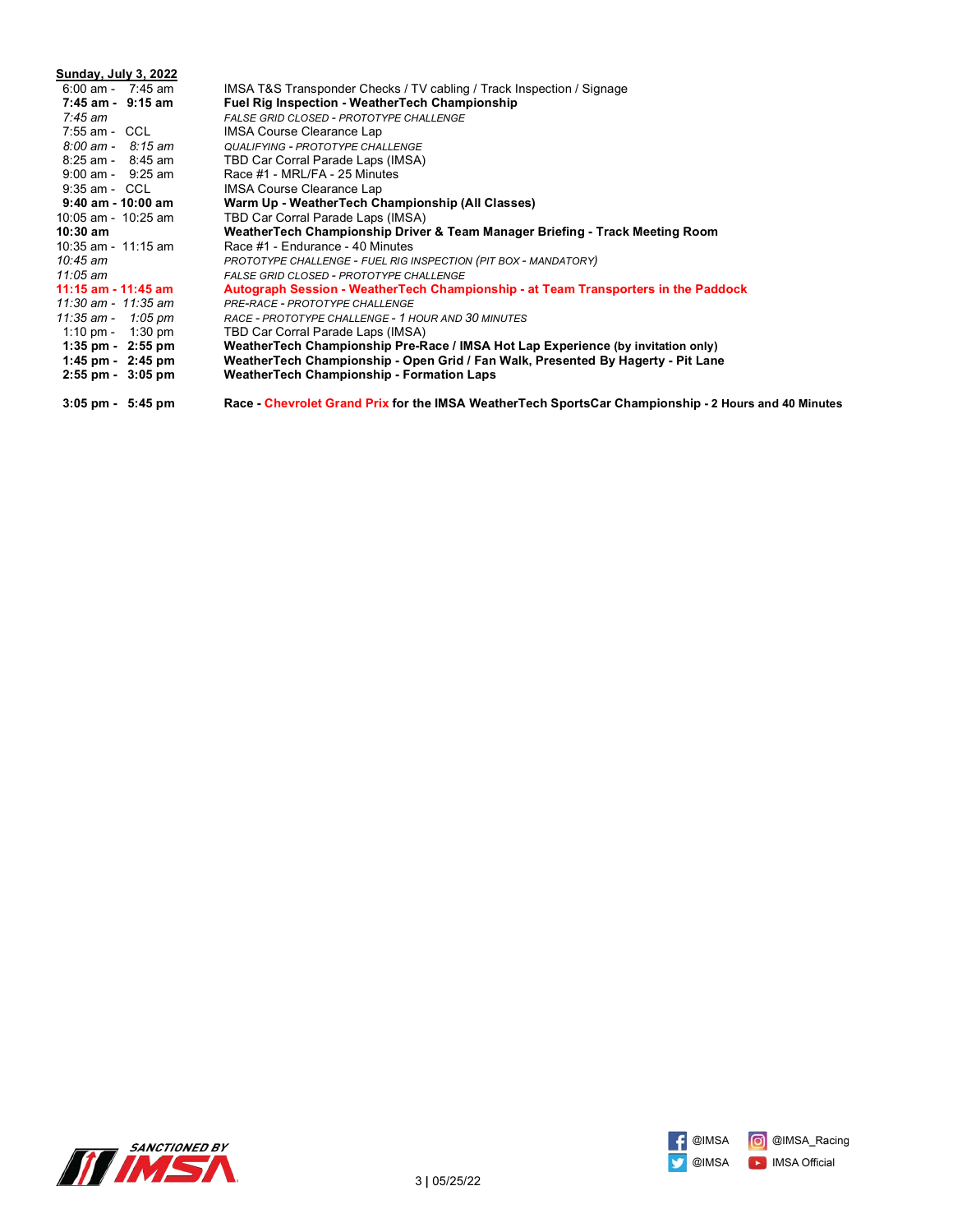**Sunday, July 3, 2022**

| Time | Event |
|---|---|
| 6:00 am - 7:45 am | IMSA T&S Transponder Checks / TV cabling / Track Inspection / Signage |
| **7:45 am - 9:15 am** | **Fuel Rig Inspection - WeatherTech Championship** |
| *7:45 am* | *FALSE GRID CLOSED - PROTOTYPE CHALLENGE* |
| 7:55 am - CCL | IMSA Course Clearance Lap |
| *8:00 am - 8:15 am* | *QUALIFYING - PROTOTYPE CHALLENGE* |
| 8:25 am - 8:45 am | TBD Car Corral Parade Laps (IMSA) |
| 9:00 am - 9:25 am | Race #1 - MRL/FA - 25 Minutes |
| 9:35 am - CCL | IMSA Course Clearance Lap |
| **9:40 am - 10:00 am** | **Warm Up - WeatherTech Championship (All Classes)** |
| 10:05 am - 10:25 am | TBD Car Corral Parade Laps (IMSA) |
| **10:30 am** | **WeatherTech Championship Driver & Team Manager Briefing - Track Meeting Room** |
| 10:35 am - 11:15 am | Race #1 - Endurance - 40 Minutes |
| *10:45 am* | *PROTOTYPE CHALLENGE - FUEL RIG INSPECTION (PIT BOX - MANDATORY)* |
| *11:05 am* | *FALSE GRID CLOSED - PROTOTYPE CHALLENGE* |
| **11:15 am - 11:45 am** | **Autograph Session - WeatherTech Championship - at Team Transporters in the Paddock** |
| *11:30 am - 11:35 am* | *PRE-RACE - PROTOTYPE CHALLENGE* |
| *11:35 am - 1:05 pm* | *RACE - PROTOTYPE CHALLENGE - 1 HOUR AND 30 MINUTES* |
| 1:10 pm - 1:30 pm | TBD Car Corral Parade Laps (IMSA) |
| **1:35 pm - 2:55 pm** | **WeatherTech Championship Pre-Race / IMSA Hot Lap Experience (by invitation only)** |
| **1:45 pm - 2:45 pm** | **WeatherTech Championship - Open Grid / Fan Walk, Presented By Hagerty - Pit Lane** |
| **2:55 pm - 3:05 pm** | **WeatherTech Championship - Formation Laps** |
| **3:05 pm - 5:45 pm** | **Race - Chevrolet Grand Prix for the IMSA WeatherTech SportsCar Championship - 2 Hours and 40 Minutes** |

SANCTIONED BY IMSA

@IMSA @IMSA_Racing
@IMSA IMSA Official

05/25/22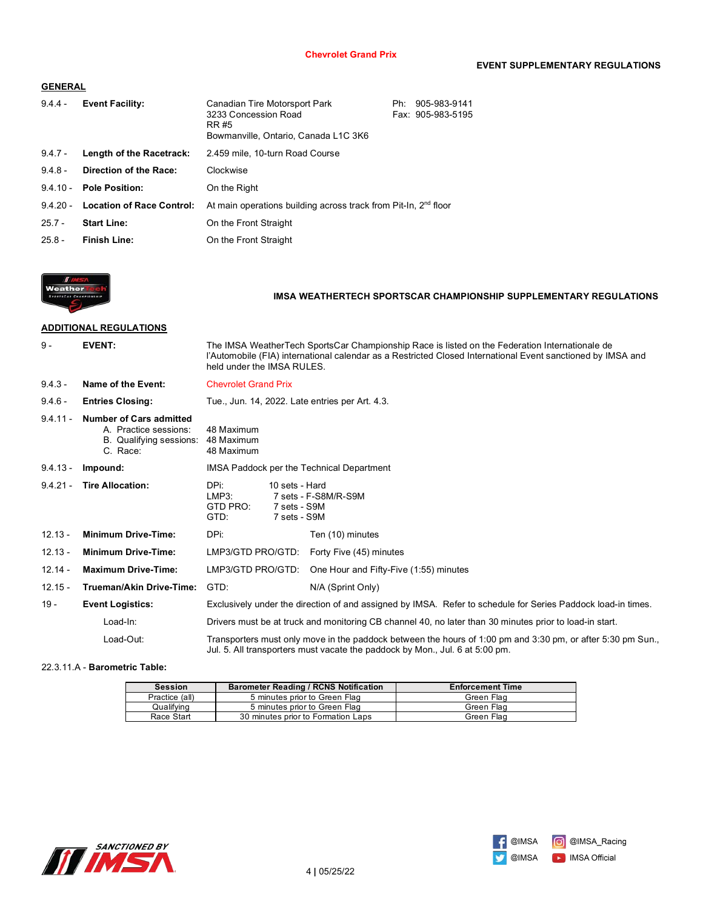**Chevrolet Grand Prix**

**EVENT SUPPLEMENTARY REGULATIONS**

## GENERAL

| | | | |
|---|---|---|---|
| 9.4.4 - | **Event Facility:** | Canadian Tire Motorsport Park<br>3233 Concession Road<br>RR #5<br>Bowmanville, Ontario, Canada L1C 3K6 | Ph: 905-983-9141<br>Fax: 905-983-5195 |
| 9.4.7 - | **Length of the Racetrack:** | 2.459 mile, 10-turn Road Course | |
| 9.4.8 - | **Direction of the Race:** | Clockwise | |
| 9.4.10 - | **Pole Position:** | On the Right | |
| 9.4.20 - | **Location of Race Control:** | At main operations building across track from Pit-In, 2nd floor | |
| 25.7 - | **Start Line:** | On the Front Straight | |
| 25.8 - | **Finish Line:** | On the Front Straight | |

**IMSA WEATHERTECH SPORTSCAR CHAMPIONSHIP SUPPLEMENTARY REGULATIONS**

## ADDITIONAL REGULATIONS

| | | |
|---|---|---|
| 9 - | **EVENT:** | The IMSA WeatherTech SportsCar Championship Race is listed on the Federation Internationale de l'Automobile (FIA) international calendar as a Restricted Closed International Event sanctioned by IMSA and held under the IMSA RULES. |
| 9.4.3 - | **Name of the Event:** | Chevrolet Grand Prix |
| 9.4.6 - | **Entries Closing:** | Tue., Jun. 14, 2022. Late entries per Art. 4.3. |
| 9.4.11 - | **Number of Cars admitted**<br>A. Practice sessions:<br>B. Qualifying sessions:<br>C. Race: | <br>48 Maximum<br>48 Maximum<br>48 Maximum |
| 9.4.13 - | **Impound:** | IMSA Paddock per the Technical Department |
| 9.4.21 - | **Tire Allocation:** | DPi: 10 sets - Hard<br>LMP3: 7 sets - F-S8M/R-S9M<br>GTD PRO: 7 sets - S9M<br>GTD: 7 sets - S9M |
| 12.13 - | **Minimum Drive-Time:** | DPi: Ten (10) minutes |
| 12.13 - | **Minimum Drive-Time:** | LMP3/GTD PRO/GTD: Forty Five (45) minutes |
| 12.14 - | **Maximum Drive-Time:** | LMP3/GTD PRO/GTD: One Hour and Fifty-Five (1:55) minutes |
| 12.15 - | **Trueman/Akin Drive-Time:** | GTD: N/A (Sprint Only) |
| 19 - | **Event Logistics:** | Exclusively under the direction of and assigned by IMSA. Refer to schedule for Series Paddock load-in times. |
| | Load-In: | Drivers must be at truck and monitoring CB channel 40, no later than 30 minutes prior to load-in start. |
| | Load-Out: | Transporters must only move in the paddock between the hours of 1:00 pm and 3:30 pm, or after 5:30 pm Sun., Jul. 5. All transporters must vacate the paddock by Mon., Jul. 6 at 5:00 pm. |

22.3.11.A - **Barometric Table:**

| Session | Barometer Reading / RCNS Notification | Enforcement Time |
|---|---|---|
| Practice (all) | 5 minutes prior to Green Flag | Green Flag |
| Qualifying | 5 minutes prior to Green Flag | Green Flag |
| Race Start | 30 minutes prior to Formation Laps | Green Flag |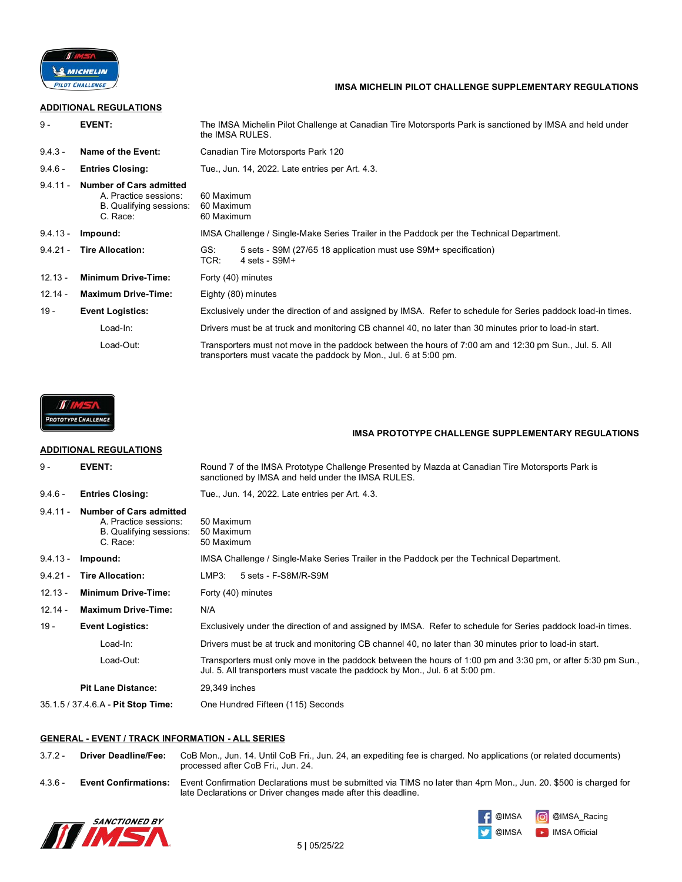## IMSA MICHELIN PILOT CHALLENGE SUPPLEMENTARY REGULATIONS

### ADDITIONAL REGULATIONS

| | | |
|---|---|---|
| 9 - | **EVENT:** | The IMSA Michelin Pilot Challenge at Canadian Tire Motorsports Park is sanctioned by IMSA and held under the IMSA RULES. |
| 9.4.3 - | **Name of the Event:** | Canadian Tire Motorsports Park 120 |
| 9.4.6 - | **Entries Closing:** | Tue., Jun. 14, 2022. Late entries per Art. 4.3. |
| 9.4.11 - | **Number of Cars admitted** | |
| | A. Practice sessions: | 60 Maximum |
| | B. Qualifying sessions: | 60 Maximum |
| | C. Race: | 60 Maximum |
| 9.4.13 - | **Impound:** | IMSA Challenge / Single-Make Series Trailer in the Paddock per the Technical Department. |
| 9.4.21 - | **Tire Allocation:** | GS: 5 sets - S9M (27/65 18 application must use S9M+ specification)<br>TCR: 4 sets - S9M+ |
| 12.13 - | **Minimum Drive-Time:** | Forty (40) minutes |
| 12.14 - | **Maximum Drive-Time:** | Eighty (80) minutes |
| 19 - | **Event Logistics:** | Exclusively under the direction of and assigned by IMSA. Refer to schedule for Series paddock load-in times. |
| | Load-In: | Drivers must be at truck and monitoring CB channel 40, no later than 30 minutes prior to load-in start. |
| | Load-Out: | Transporters must not move in the paddock between the hours of 7:00 am and 12:30 pm Sun., Jul. 5. All transporters must vacate the paddock by Mon., Jul. 6 at 5:00 pm. |

## IMSA PROTOTYPE CHALLENGE SUPPLEMENTARY REGULATIONS

### ADDITIONAL REGULATIONS

| | | |
|---|---|---|
| 9 - | **EVENT:** | Round 7 of the IMSA Prototype Challenge Presented by Mazda at Canadian Tire Motorsports Park is sanctioned by IMSA and held under the IMSA RULES. |
| 9.4.6 - | **Entries Closing:** | Tue., Jun. 14, 2022. Late entries per Art. 4.3. |
| 9.4.11 - | **Number of Cars admitted** | |
| | A. Practice sessions: | 50 Maximum |
| | B. Qualifying sessions: | 50 Maximum |
| | C. Race: | 50 Maximum |
| 9.4.13 - | **Impound:** | IMSA Challenge / Single-Make Series Trailer in the Paddock per the Technical Department. |
| 9.4.21 - | **Tire Allocation:** | LMP3: 5 sets - F-S8M/R-S9M |
| 12.13 - | **Minimum Drive-Time:** | Forty (40) minutes |
| 12.14 - | **Maximum Drive-Time:** | N/A |
| 19 - | **Event Logistics:** | Exclusively under the direction of and assigned by IMSA. Refer to schedule for Series paddock load-in times. |
| | Load-In: | Drivers must be at truck and monitoring CB channel 40, no later than 30 minutes prior to load-in start. |
| | Load-Out: | Transporters must only move in the paddock between the hours of 1:00 pm and 3:30 pm, or after 5:30 pm Sun., Jul. 5. All transporters must vacate the paddock by Mon., Jul. 6 at 5:00 pm. |
| | **Pit Lane Distance:** | 29,349 inches |
| 35.1.5 / 37.4.6.A - | **Pit Stop Time:** | One Hundred Fifteen (115) Seconds |

### GENERAL - EVENT / TRACK INFORMATION - ALL SERIES

| | | |
|---|---|---|
| 3.7.2 - | **Driver Deadline/Fee:** | CoB Mon., Jun. 14. Until CoB Fri., Jun. 24, an expediting fee is charged. No applications (or related documents) processed after CoB Fri., Jun. 24. |
| 4.3.6 - | **Event Confirmations:** | Event Confirmation Declarations must be submitted via TIMS no later than 4pm Mon., Jun. 20. $500 is charged for late Declarations or Driver changes made after this deadline. |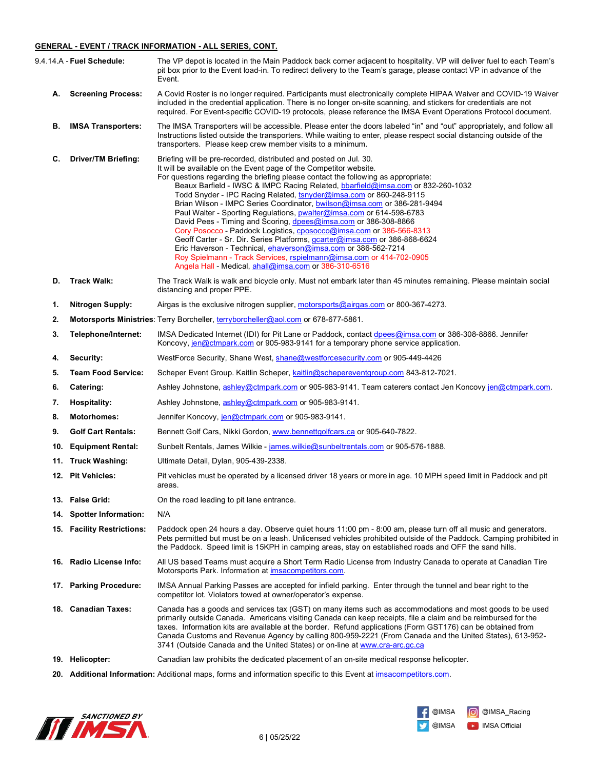**GENERAL - EVENT / TRACK INFORMATION - ALL SERIES, CONT.**

9.4.14.A - **Fuel Schedule:** The VP depot is located in the Main Paddock back corner adjacent to hospitality. VP will deliver fuel to each Team's pit box prior to the Event load-in. To redirect delivery to the Team's garage, please contact VP in advance of the Event.

**A. Screening Process:** A Covid Roster is no longer required. Participants must electronically complete HIPAA Waiver and COVID-19 Waiver included in the credential application. There is no longer on-site scanning, and stickers for credentials are not required. For Event-specific COVID-19 protocols, please reference the IMSA Event Operations Protocol document.

**B. IMSA Transporters:** The IMSA Transporters will be accessible. Please enter the doors labeled "in" and "out" appropriately, and follow all Instructions listed outside the transporters. While waiting to enter, please respect social distancing outside of the transporters. Please keep crew member visits to a minimum.

**C. Driver/TM Briefing:** Briefing will be pre-recorded, distributed and posted on Jul. 30.
It will be available on the Event page of the Competitor website.
For questions regarding the briefing please contact the following as appropriate:

- Beaux Barfield - IWSC & IMPC Racing Related, bbarfield@imsa.com or 832-260-1032
- Todd Snyder - IPC Racing Related, tsnyder@imsa.com or 860-248-9115
- Brian Wilson - IMPC Series Coordinator, bwilson@imsa.com or 386-281-9494
- Paul Walter - Sporting Regulations, pwalter@imsa.com or 614-598-6783
- David Pees - Timing and Scoring, dpees@imsa.com or 386-308-8866
- Cory Posocco - Paddock Logistics, cposocco@imsa.com or 386-566-8313
- Geoff Carter - Sr. Dir. Series Platforms, gcarter@imsa.com or 386-868-6624
- Eric Haverson - Technical, ehaverson@imsa.com or 386-562-7214
- Roy Spielmann - Track Services, rspielmann@imsa.com or 414-702-0905
- Angela Hall - Medical, ahall@imsa.com or 386-310-6516

**D. Track Walk:** The Track Walk is walk and bicycle only. Must not embark later than 45 minutes remaining. Please maintain social distancing and proper PPE.

**1. Nitrogen Supply:** Airgas is the exclusive nitrogen supplier, motorsports@airgas.com or 800-367-4273.

**2. Motorsports Ministries:** Terry Borcheller, terryborcheller@aol.com or 678-677-5861.

**3. Telephone/Internet:** IMSA Dedicated Internet (IDI) for Pit Lane or Paddock, contact dpees@imsa.com or 386-308-8866. Jennifer Koncovy, jen@ctmpark.com or 905-983-9141 for a temporary phone service application.

**4. Security:** WestForce Security, Shane West, shane@westforcesecurity.com or 905-449-4426

**5. Team Food Service:** Scheper Event Group. Kaitlin Scheper, kaitlin@schepereventgroup.com 843-812-7021.

**6. Catering:** Ashley Johnstone, ashley@ctmpark.com or 905-983-9141. Team caterers contact Jen Koncovy jen@ctmpark.com.

**7. Hospitality:** Ashley Johnstone, ashley@ctmpark.com or 905-983-9141.

**8. Motorhomes:** Jennifer Koncovy, jen@ctmpark.com or 905-983-9141.

**9. Golf Cart Rentals:** Bennett Golf Cars, Nikki Gordon, www.bennettgolfcars.ca or 905-640-7822.

**10. Equipment Rental:** Sunbelt Rentals, James Wilkie - james.wilkie@sunbeltrentals.com or 905-576-1888.

**11. Truck Washing:** Ultimate Detail, Dylan, 905-439-2338.

**12. Pit Vehicles:** Pit vehicles must be operated by a licensed driver 18 years or more in age. 10 MPH speed limit in Paddock and pit areas.

**13. False Grid:** On the road leading to pit lane entrance.

**14. Spotter Information:** N/A

**15. Facility Restrictions:** Paddock open 24 hours a day. Observe quiet hours 11:00 pm - 8:00 am, please turn off all music and generators. Pets permitted but must be on a leash. Unlicensed vehicles prohibited outside of the Paddock. Camping prohibited in the Paddock. Speed limit is 15KPH in camping areas, stay on established roads and OFF the sand hills.

**16. Radio License Info:** All US based Teams must acquire a Short Term Radio License from Industry Canada to operate at Canadian Tire Motorsports Park. Information at imsacompetitors.com.

**17. Parking Procedure:** IMSA Annual Parking Passes are accepted for infield parking. Enter through the tunnel and bear right to the competitor lot. Violators towed at owner/operator's expense.

**18. Canadian Taxes:** Canada has a goods and services tax (GST) on many items such as accommodations and most goods to be used primarily outside Canada. Americans visiting Canada can keep receipts, file a claim and be reimbursed for the taxes. Information kits are available at the border. Refund applications (Form GST176) can be obtained from Canada Customs and Revenue Agency by calling 800-959-2221 (From Canada and the United States), 613-952-3741 (Outside Canada and the United States) or on-line at www.cra-arc.gc.ca

**19. Helicopter:** Canadian law prohibits the dedicated placement of an on-site medical response helicopter.

**20. Additional Information:** Additional maps, forms and information specific to this Event at imsacompetitors.com.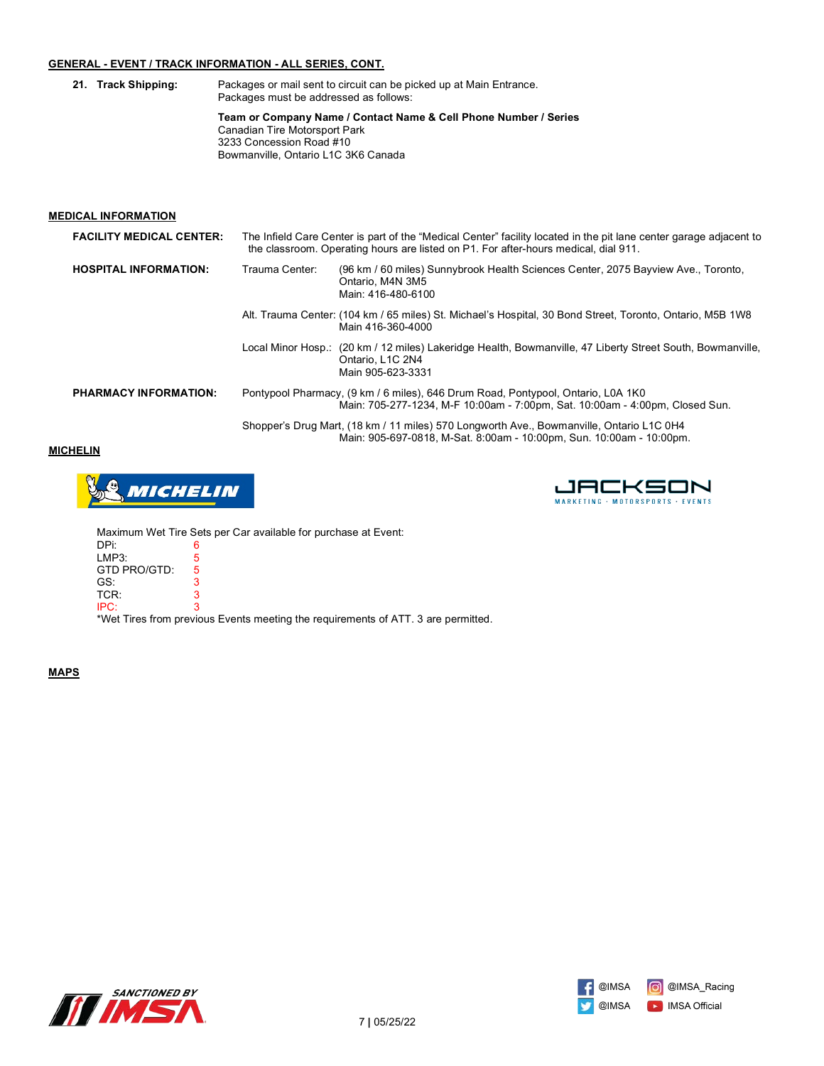## GENERAL - EVENT / TRACK INFORMATION - ALL SERIES, CONT.

**21. Track Shipping:** Packages or mail sent to circuit can be picked up at Main Entrance. Packages must be addressed as follows:

**Team or Company Name / Contact Name & Cell Phone Number / Series**
Canadian Tire Motorsport Park
3233 Concession Road #10
Bowmanville, Ontario L1C 3K6 Canada

## MEDICAL INFORMATION

**FACILITY MEDICAL CENTER:** The Infield Care Center is part of the "Medical Center" facility located in the pit lane center garage adjacent to the classroom. Operating hours are listed on P1. For after-hours medical, dial 911.

**HOSPITAL INFORMATION:**

Trauma Center: (96 km / 60 miles) Sunnybrook Health Sciences Center, 2075 Bayview Ave., Toronto, Ontario, M4N 3M5
Main: 416-480-6100

Alt. Trauma Center: (104 km / 65 miles) St. Michael's Hospital, 30 Bond Street, Toronto, Ontario, M5B 1W8
Main 416-360-4000

Local Minor Hosp.: (20 km / 12 miles) Lakeridge Health, Bowmanville, 47 Liberty Street South, Bowmanville, Ontario, L1C 2N4
Main 905-623-3331

**PHARMACY INFORMATION:**

Pontypool Pharmacy, (9 km / 6 miles), 646 Drum Road, Pontypool, Ontario, L0A 1K0
Main: 705-277-1234, M-F 10:00am - 7:00pm, Sat. 10:00am - 4:00pm, Closed Sun.

Shopper's Drug Mart, (18 km / 11 miles) 570 Longworth Ave., Bowmanville, Ontario L1C 0H4
Main: 905-697-0818, M-Sat. 8:00am - 10:00pm, Sun. 10:00am - 10:00pm.

## MICHELIN

MICHELIN

JACKSON
MARKETING · MOTORSPORTS · EVENTS

Maximum Wet Tire Sets per Car available for purchase at Event:

| | |
|---|---|
| DPi: | 6 |
| LMP3: | 5 |
| GTD PRO/GTD: | 5 |
| GS: | 3 |
| TCR: | 3 |
| IPC: | 3 |

*Wet Tires from previous Events meeting the requirements of ATT. 3 are permitted.

## MAPS